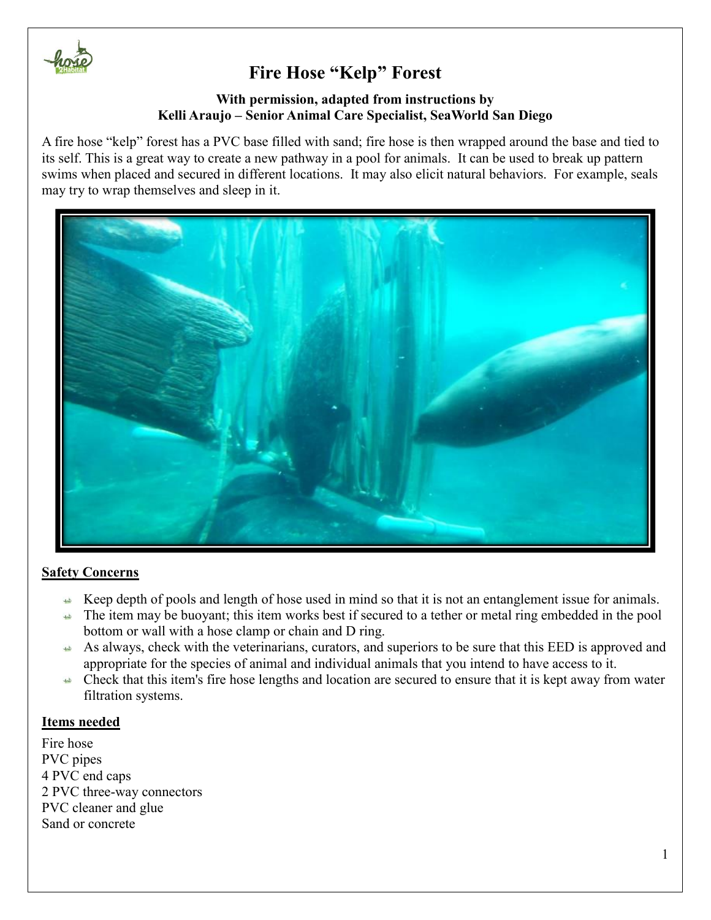# Fire Hose "Kelp" Forest

**With permission, adapted from instructions by**
**Kelli Araujo – Senior Animal Care Specialist, SeaWorld San Diego**

A fire hose "kelp" forest has a PVC base filled with sand; fire hose is then wrapped around the base and tied to its self. This is a great way to create a new pathway in a pool for animals. It can be used to break up pattern swims when placed and secured in different locations. It may also elicit natural behaviors. For example, seals may try to wrap themselves and sleep in it.

## Safety Concerns

- Keep depth of pools and length of hose used in mind so that it is not an entanglement issue for animals.
- The item may be buoyant; this item works best if secured to a tether or metal ring embedded in the pool bottom or wall with a hose clamp or chain and D ring.
- As always, check with the veterinarians, curators, and superiors to be sure that this EED is approved and appropriate for the species of animal and individual animals that you intend to have access to it.
- Check that this item's fire hose lengths and location are secured to ensure that it is kept away from water filtration systems.

## Items needed

Fire hose
PVC pipes
4 PVC end caps
2 PVC three-way connectors
PVC cleaner and glue
Sand or concrete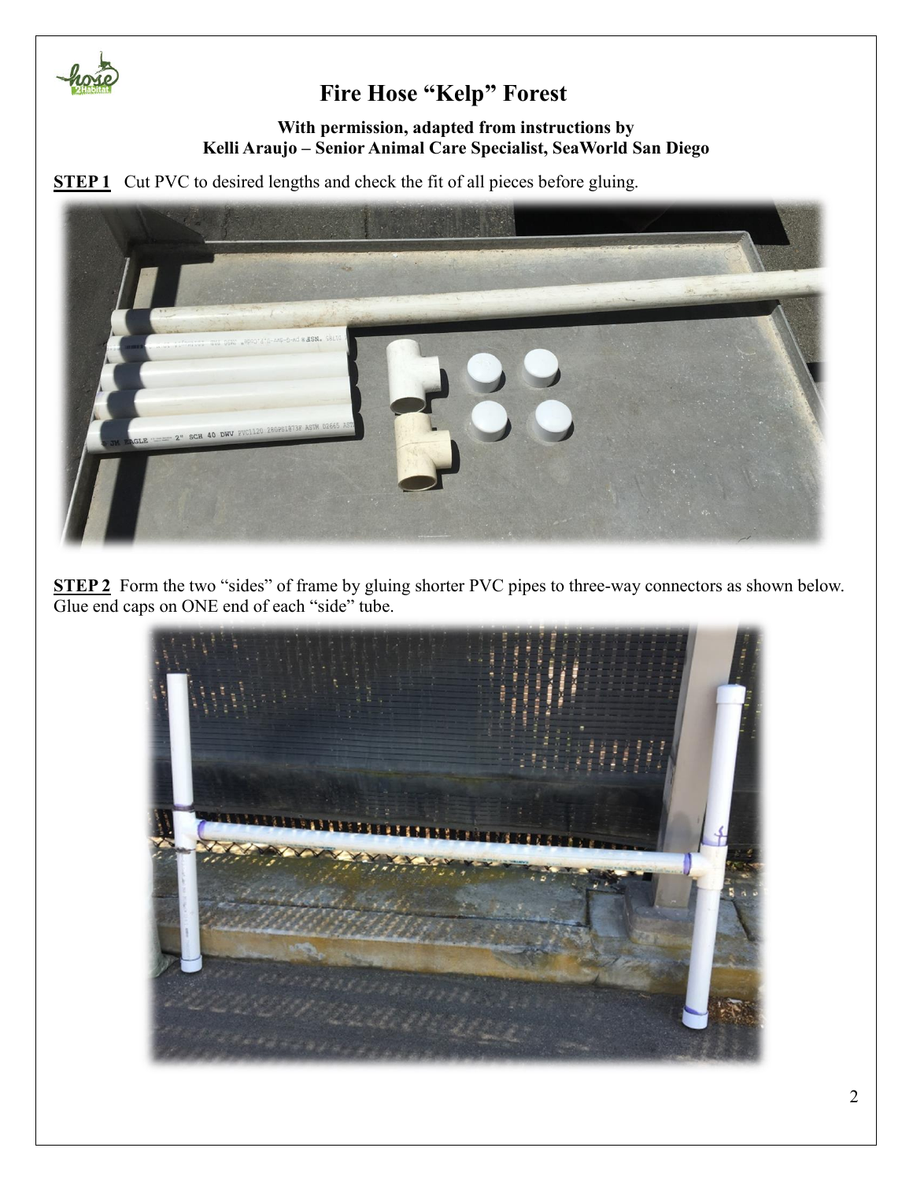# Fire Hose "Kelp" Forest

**With permission, adapted from instructions by**
**Kelli Araujo – Senior Animal Care Specialist, SeaWorld San Diego**

**STEP 1** Cut PVC to desired lengths and check the fit of all pieces before gluing.

**STEP 2** Form the two "sides" of frame by gluing shorter PVC pipes to three-way connectors as shown below. Glue end caps on ONE end of each "side" tube.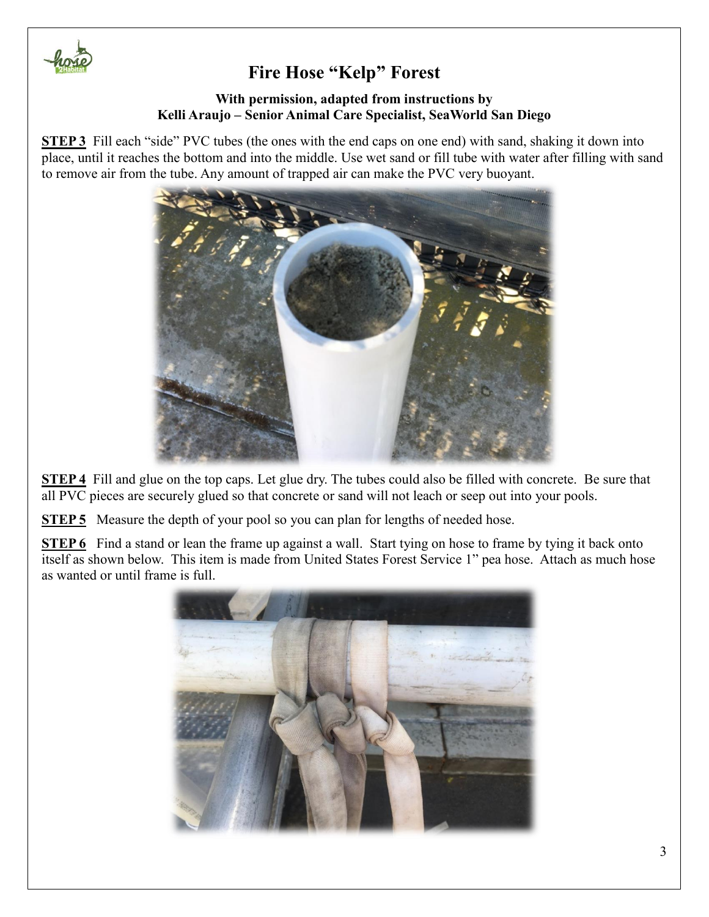# Fire Hose "Kelp" Forest

**With permission, adapted from instructions by Kelli Araujo – Senior Animal Care Specialist, SeaWorld San Diego**

**STEP 3** Fill each "side" PVC tubes (the ones with the end caps on one end) with sand, shaking it down into place, until it reaches the bottom and into the middle. Use wet sand or fill tube with water after filling with sand to remove air from the tube. Any amount of trapped air can make the PVC very buoyant.

**STEP 4** Fill and glue on the top caps. Let glue dry. The tubes could also be filled with concrete. Be sure that all PVC pieces are securely glued so that concrete or sand will not leach or seep out into your pools.

**STEP 5** Measure the depth of your pool so you can plan for lengths of needed hose.

**STEP 6** Find a stand or lean the frame up against a wall. Start tying on hose to frame by tying it back onto itself as shown below. This item is made from United States Forest Service 1" pea hose. Attach as much hose as wanted or until frame is full.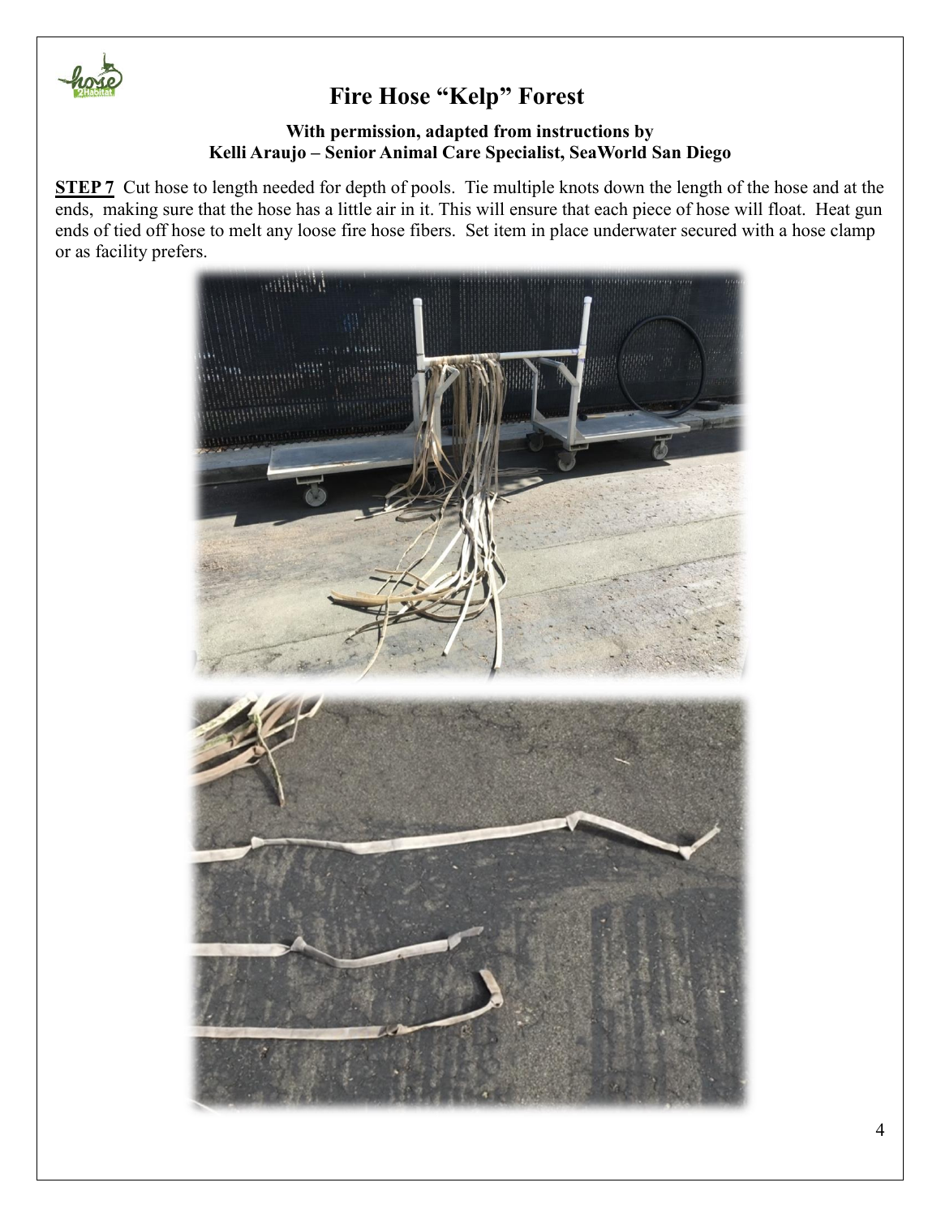# Fire Hose "Kelp" Forest

**With permission, adapted from instructions by**
**Kelli Araujo – Senior Animal Care Specialist, SeaWorld San Diego**

**STEP 7** Cut hose to length needed for depth of pools. Tie multiple knots down the length of the hose and at the ends, making sure that the hose has a little air in it. This will ensure that each piece of hose will float. Heat gun ends of tied off hose to melt any loose fire hose fibers. Set item in place underwater secured with a hose clamp or as facility prefers.